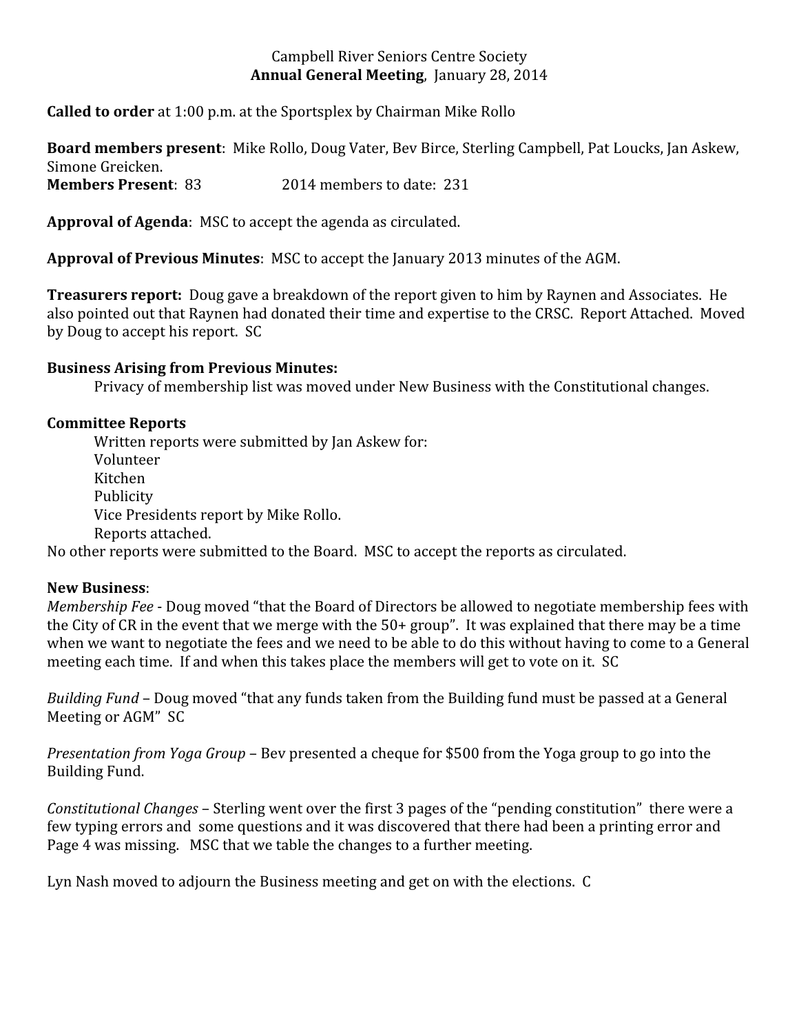Campbell River Seniors Centre Society
**Annual General Meeting**, January 28, 2014

**Called to order** at 1:00 p.m. at the Sportsplex by Chairman Mike Rollo

**Board members present**: Mike Rollo, Doug Vater, Bev Birce, Sterling Campbell, Pat Loucks, Jan Askew, Simone Greicken.
**Members Present**: 83 2014 members to date: 231

**Approval of Agenda**: MSC to accept the agenda as circulated.

**Approval of Previous Minutes**: MSC to accept the January 2013 minutes of the AGM.

**Treasurers report:** Doug gave a breakdown of the report given to him by Raynen and Associates. He also pointed out that Raynen had donated their time and expertise to the CRSC. Report Attached. Moved by Doug to accept his report. SC

**Business Arising from Previous Minutes:**

Privacy of membership list was moved under New Business with the Constitutional changes.

**Committee Reports**

Written reports were submitted by Jan Askew for:
Volunteer
Kitchen
Publicity
Vice Presidents report by Mike Rollo.
Reports attached.

No other reports were submitted to the Board. MSC to accept the reports as circulated.

**New Business**:

*Membership Fee* - Doug moved "that the Board of Directors be allowed to negotiate membership fees with the City of CR in the event that we merge with the 50+ group". It was explained that there may be a time when we want to negotiate the fees and we need to be able to do this without having to come to a General meeting each time. If and when this takes place the members will get to vote on it. SC

*Building Fund* – Doug moved "that any funds taken from the Building fund must be passed at a General Meeting or AGM" SC

*Presentation from Yoga Group* – Bev presented a cheque for $500 from the Yoga group to go into the Building Fund.

*Constitutional Changes* – Sterling went over the first 3 pages of the "pending constitution" there were a few typing errors and some questions and it was discovered that there had been a printing error and Page 4 was missing. MSC that we table the changes to a further meeting.

Lyn Nash moved to adjourn the Business meeting and get on with the elections. C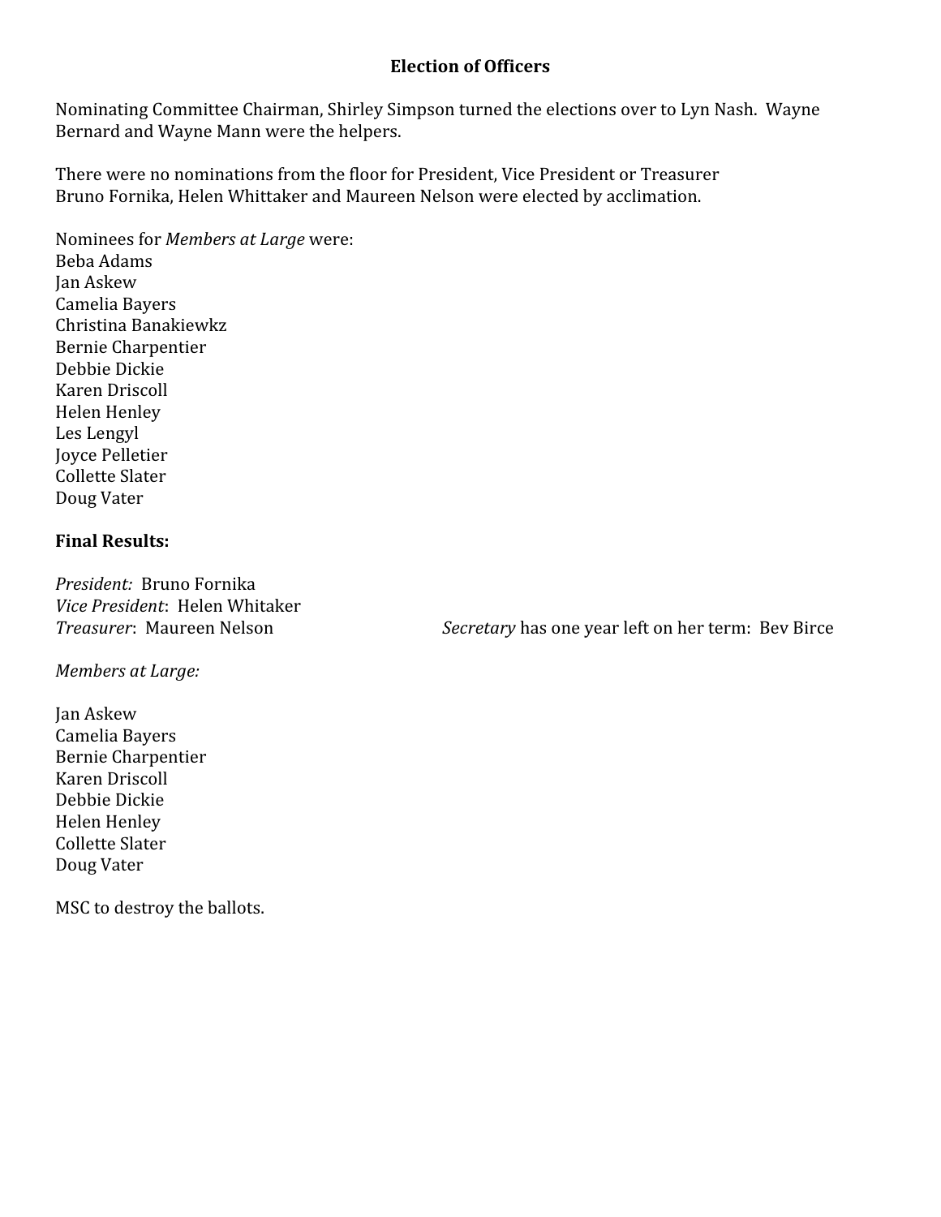## Election of Officers

Nominating Committee Chairman, Shirley Simpson turned the elections over to Lyn Nash. Wayne Bernard and Wayne Mann were the helpers.

There were no nominations from the floor for President, Vice President or Treasurer
Bruno Fornika, Helen Whittaker and Maureen Nelson were elected by acclimation.

Nominees for *Members at Large* were:
Beba Adams
Jan Askew
Camelia Bayers
Christina Banakiewkz
Bernie Charpentier
Debbie Dickie
Karen Driscoll
Helen Henley
Les Lengyl
Joyce Pelletier
Collette Slater
Doug Vater

**Final Results:**

*President:* Bruno Fornika
*Vice President*: Helen Whitaker
*Treasurer*: Maureen Nelson

*Secretary* has one year left on her term: Bev Birce

*Members at Large:*

Jan Askew
Camelia Bayers
Bernie Charpentier
Karen Driscoll
Debbie Dickie
Helen Henley
Collette Slater
Doug Vater

MSC to destroy the ballots.